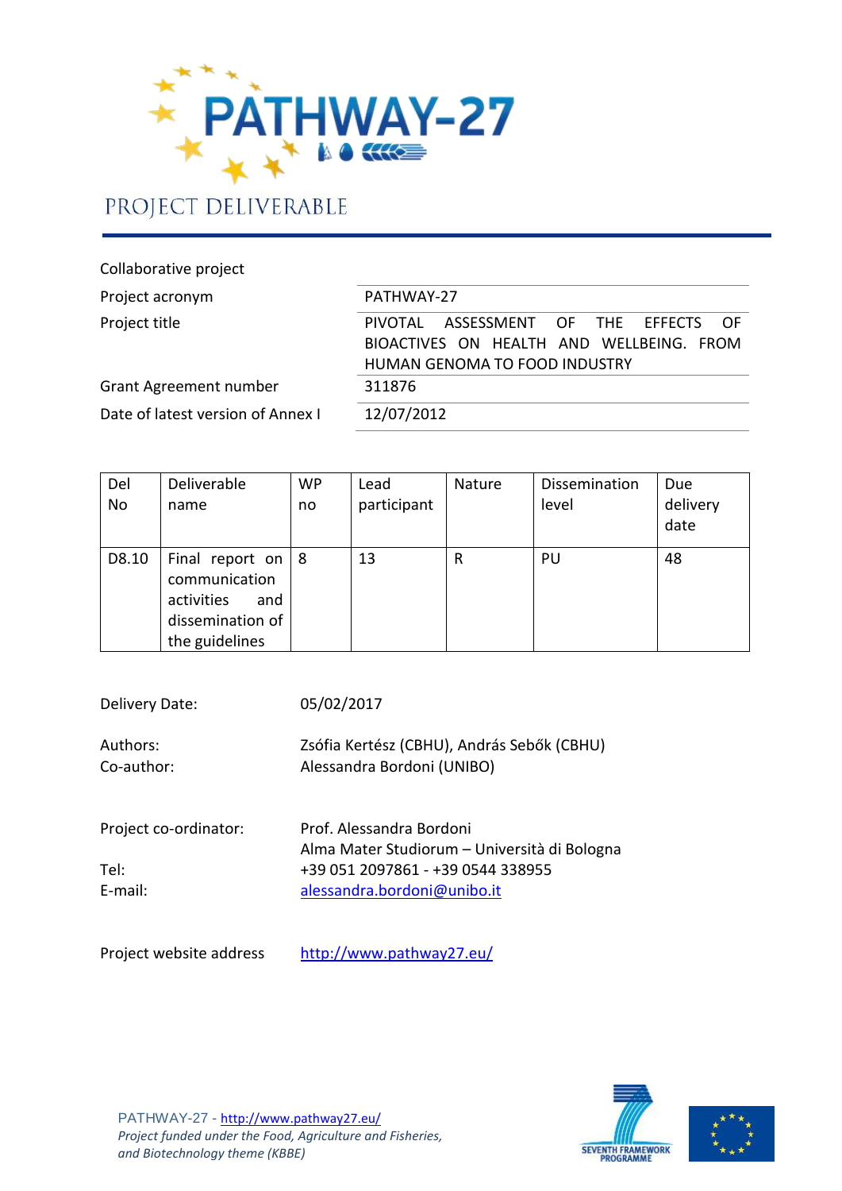# PATHWAY-27

## PROJECT DELIVERABLE

| Collaborative project | |
|---|---|
| Project acronym | PATHWAY-27 |
| Project title | PIVOTAL ASSESSMENT OF THE EFFECTS OF BIOACTIVES ON HEALTH AND WELLBEING. FROM HUMAN GENOMA TO FOOD INDUSTRY |
| Grant Agreement number | 311876 |
| Date of latest version of Annex I | 12/07/2012 |

| Del No | Deliverable name | WP no | Lead participant | Nature | Dissemination level | Due delivery date |
|---|---|---|---|---|---|---|
| D8.10 | Final report on communication activities and dissemination of the guidelines | 8 | 13 | R | PU | 48 |

Delivery Date: 05/02/2017

Authors: Zsófia Kertész (CBHU), András Sebők (CBHU)
Co-author: Alessandra Bordoni (UNIBO)

Project co-ordinator: Prof. Alessandra Bordoni
Alma Mater Studiorum – Università di Bologna
Tel: +39 051 2097861 - +39 0544 338955
E-mail: alessandra.bordoni@unibo.it

Project website address http://www.pathway27.eu/

PATHWAY-27 - http://www.pathway27.eu/
*Project funded under the Food, Agriculture and Fisheries, and Biotechnology theme (KBBE)*

SEVENTH FRAMEWORK PROGRAMME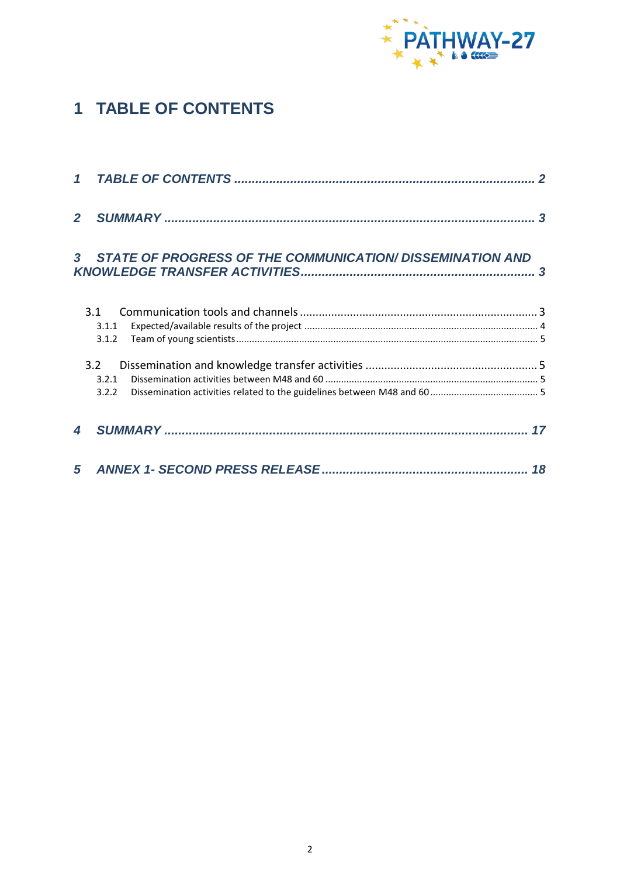# 1 TABLE OF CONTENTS

*1 TABLE OF CONTENTS ........................................................................................ 2*

*2 SUMMARY ........................................................................................................ 3*

*3 STATE OF PROGRESS OF THE COMMUNICATION/ DISSEMINATION AND KNOWLEDGE TRANSFER ACTIVITIES ........................................................................ 3*

- 3.1 Communication tools and channels ........................................................................ 3
  - 3.1.1 Expected/available results of the project ........................................................ 4
  - 3.1.2 Team of young scientists .................................................................................. 5
- 3.2 Dissemination and knowledge transfer activities .................................................. 5
  - 3.2.1 Dissemination activities between M48 and 60 ................................................ 5
  - 3.2.2 Dissemination activities related to the guidelines between M48 and 60 .......... 5

*4 SUMMARY ........................................................................................................ 17*

*5 ANNEX 1- SECOND PRESS RELEASE ................................................................ 18*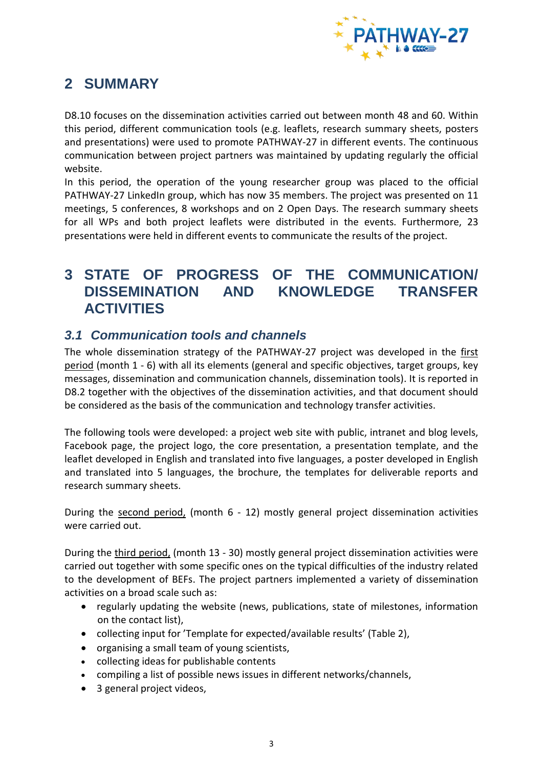# 2 SUMMARY

D8.10 focuses on the dissemination activities carried out between month 48 and 60. Within this period, different communication tools (e.g. leaflets, research summary sheets, posters and presentations) were used to promote PATHWAY-27 in different events. The continuous communication between project partners was maintained by updating regularly the official website.

In this period, the operation of the young researcher group was placed to the official PATHWAY-27 LinkedIn group, which has now 35 members. The project was presented on 11 meetings, 5 conferences, 8 workshops and on 2 Open Days. The research summary sheets for all WPs and both project leaflets were distributed in the events. Furthermore, 23 presentations were held in different events to communicate the results of the project.

# 3 STATE OF PROGRESS OF THE COMMUNICATION/ DISSEMINATION AND KNOWLEDGE TRANSFER ACTIVITIES

## 3.1 Communication tools and channels

The whole dissemination strategy of the PATHWAY-27 project was developed in the first period (month 1 - 6) with all its elements (general and specific objectives, target groups, key messages, dissemination and communication channels, dissemination tools). It is reported in D8.2 together with the objectives of the dissemination activities, and that document should be considered as the basis of the communication and technology transfer activities.

The following tools were developed: a project web site with public, intranet and blog levels, Facebook page, the project logo, the core presentation, a presentation template, and the leaflet developed in English and translated into five languages, a poster developed in English and translated into 5 languages, the brochure, the templates for deliverable reports and research summary sheets.

During the second period, (month 6 - 12) mostly general project dissemination activities were carried out.

During the third period, (month 13 - 30) mostly general project dissemination activities were carried out together with some specific ones on the typical difficulties of the industry related to the development of BEFs. The project partners implemented a variety of dissemination activities on a broad scale such as:

- regularly updating the website (news, publications, state of milestones, information on the contact list),
- collecting input for 'Template for expected/available results' (Table 2),
- organising a small team of young scientists,
- collecting ideas for publishable contents
- compiling a list of possible news issues in different networks/channels,
- 3 general project videos,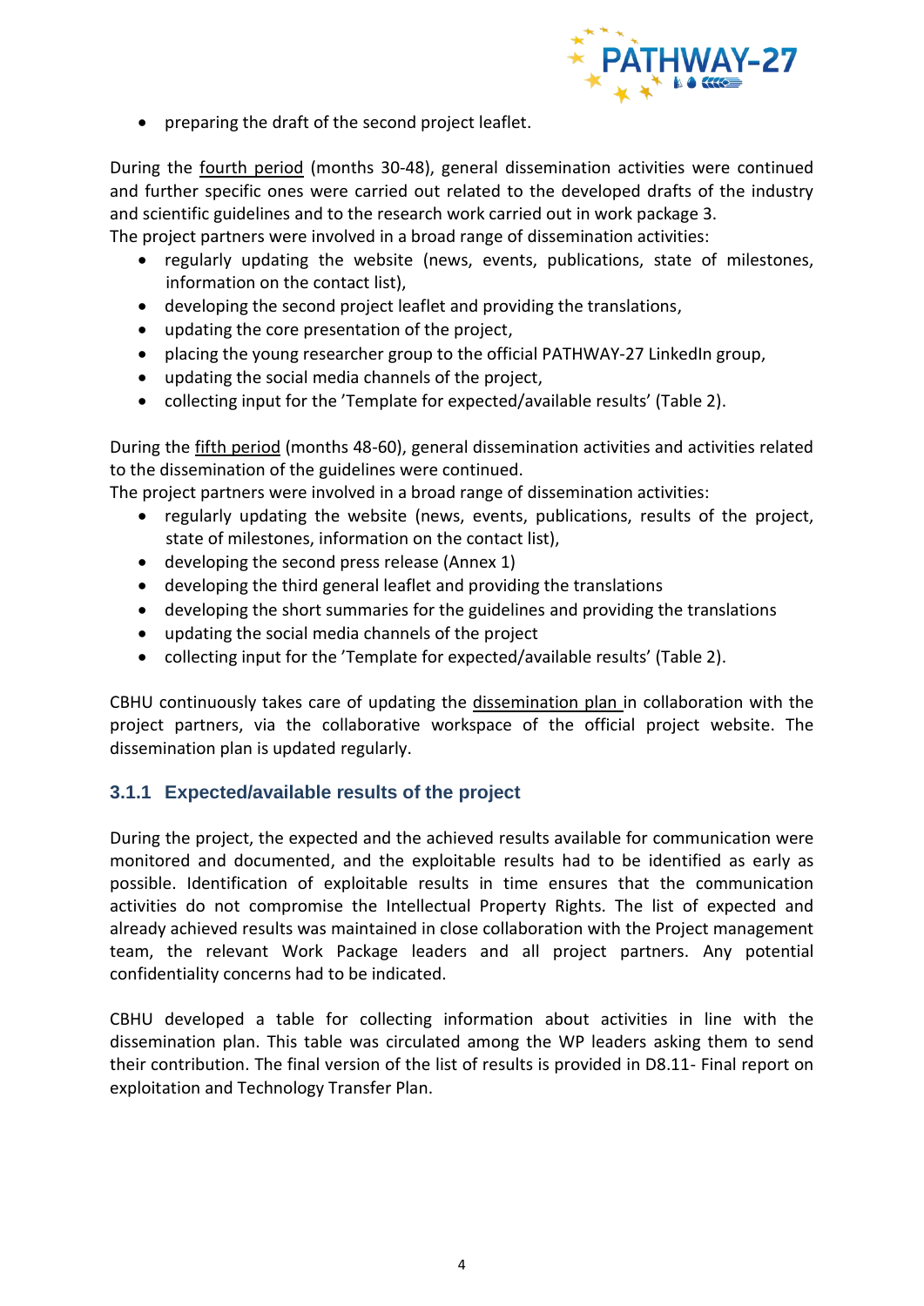- preparing the draft of the second project leaflet.

During the fourth period (months 30-48), general dissemination activities were continued and further specific ones were carried out related to the developed drafts of the industry and scientific guidelines and to the research work carried out in work package 3.
The project partners were involved in a broad range of dissemination activities:

- regularly updating the website (news, events, publications, state of milestones, information on the contact list),
- developing the second project leaflet and providing the translations,
- updating the core presentation of the project,
- placing the young researcher group to the official PATHWAY-27 LinkedIn group,
- updating the social media channels of the project,
- collecting input for the 'Template for expected/available results' (Table 2).

During the fifth period (months 48-60), general dissemination activities and activities related to the dissemination of the guidelines were continued.
The project partners were involved in a broad range of dissemination activities:

- regularly updating the website (news, events, publications, results of the project, state of milestones, information on the contact list),
- developing the second press release (Annex 1)
- developing the third general leaflet and providing the translations
- developing the short summaries for the guidelines and providing the translations
- updating the social media channels of the project
- collecting input for the 'Template for expected/available results' (Table 2).

CBHU continuously takes care of updating the dissemination plan in collaboration with the project partners, via the collaborative workspace of the official project website. The dissemination plan is updated regularly.

### 3.1.1 Expected/available results of the project

During the project, the expected and the achieved results available for communication were monitored and documented, and the exploitable results had to be identified as early as possible. Identification of exploitable results in time ensures that the communication activities do not compromise the Intellectual Property Rights. The list of expected and already achieved results was maintained in close collaboration with the Project management team, the relevant Work Package leaders and all project partners. Any potential confidentiality concerns had to be indicated.

CBHU developed a table for collecting information about activities in line with the dissemination plan. This table was circulated among the WP leaders asking them to send their contribution. The final version of the list of results is provided in D8.11- Final report on exploitation and Technology Transfer Plan.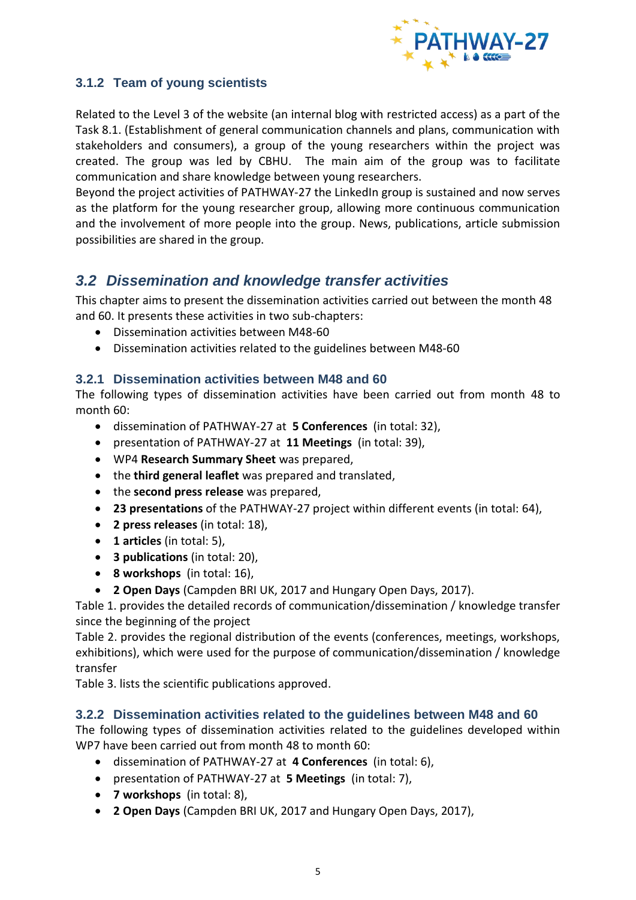### 3.1.2 Team of young scientists

Related to the Level 3 of the website (an internal blog with restricted access) as a part of the Task 8.1. (Establishment of general communication channels and plans, communication with stakeholders and consumers), a group of the young researchers within the project was created. The group was led by CBHU. The main aim of the group was to facilitate communication and share knowledge between young researchers.

Beyond the project activities of PATHWAY-27 the LinkedIn group is sustained and now serves as the platform for the young researcher group, allowing more continuous communication and the involvement of more people into the group. News, publications, article submission possibilities are shared in the group.

## *3.2 Dissemination and knowledge transfer activities*

This chapter aims to present the dissemination activities carried out between the month 48 and 60. It presents these activities in two sub-chapters:

- Dissemination activities between M48-60
- Dissemination activities related to the guidelines between M48-60

### 3.2.1 Dissemination activities between M48 and 60

The following types of dissemination activities have been carried out from month 48 to month 60:

- dissemination of PATHWAY-27 at **5 Conferences** (in total: 32),
- presentation of PATHWAY-27 at **11 Meetings** (in total: 39),
- WP4 **Research Summary Sheet** was prepared,
- the **third general leaflet** was prepared and translated,
- the **second press release** was prepared,
- **23 presentations** of the PATHWAY-27 project within different events (in total: 64),
- **2 press releases** (in total: 18),
- **1 articles** (in total: 5),
- **3 publications** (in total: 20),
- **8 workshops** (in total: 16),
- **2 Open Days** (Campden BRI UK, 2017 and Hungary Open Days, 2017).

Table 1. provides the detailed records of communication/dissemination / knowledge transfer since the beginning of the project

Table 2. provides the regional distribution of the events (conferences, meetings, workshops, exhibitions), which were used for the purpose of communication/dissemination / knowledge transfer

Table 3. lists the scientific publications approved.

### 3.2.2 Dissemination activities related to the guidelines between M48 and 60

The following types of dissemination activities related to the guidelines developed within WP7 have been carried out from month 48 to month 60:

- dissemination of PATHWAY-27 at **4 Conferences** (in total: 6),
- presentation of PATHWAY-27 at **5 Meetings** (in total: 7),
- **7 workshops** (in total: 8),
- **2 Open Days** (Campden BRI UK, 2017 and Hungary Open Days, 2017),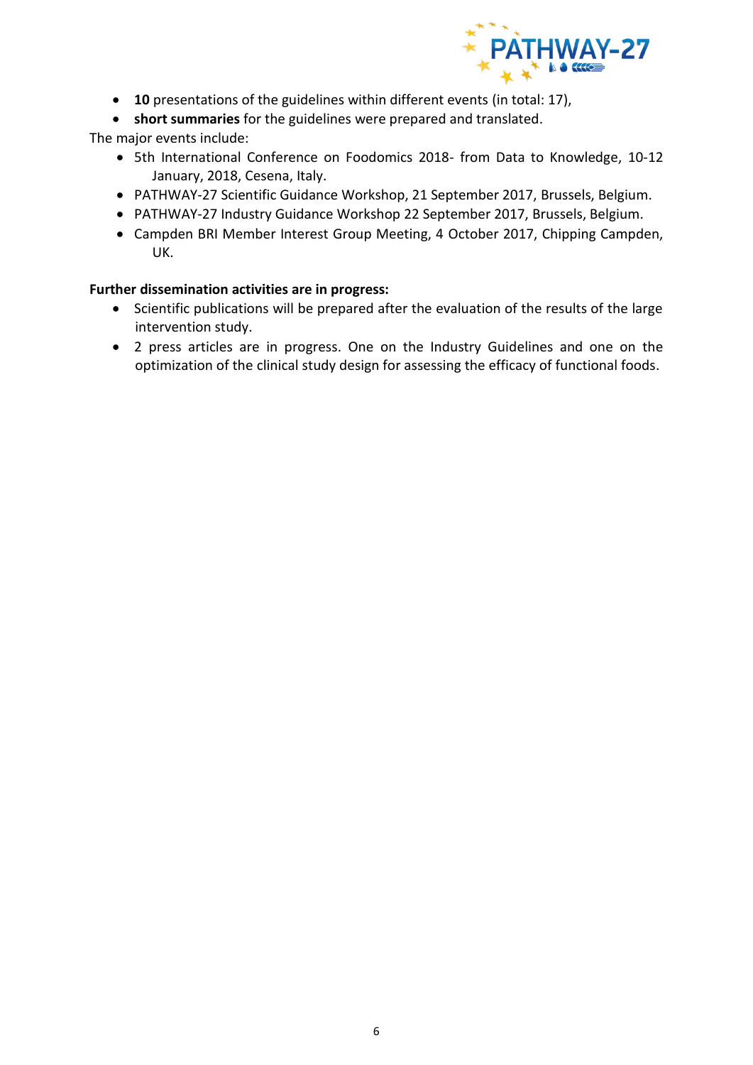- **10** presentations of the guidelines within different events (in total: 17),
- **short summaries** for the guidelines were prepared and translated.

The major events include:

- 5th International Conference on Foodomics 2018- from Data to Knowledge, 10-12 January, 2018, Cesena, Italy.
- PATHWAY-27 Scientific Guidance Workshop, 21 September 2017, Brussels, Belgium.
- PATHWAY-27 Industry Guidance Workshop 22 September 2017, Brussels, Belgium.
- Campden BRI Member Interest Group Meeting, 4 October 2017, Chipping Campden, UK.

**Further dissemination activities are in progress:**

- Scientific publications will be prepared after the evaluation of the results of the large intervention study.
- 2 press articles are in progress. One on the Industry Guidelines and one on the optimization of the clinical study design for assessing the efficacy of functional foods.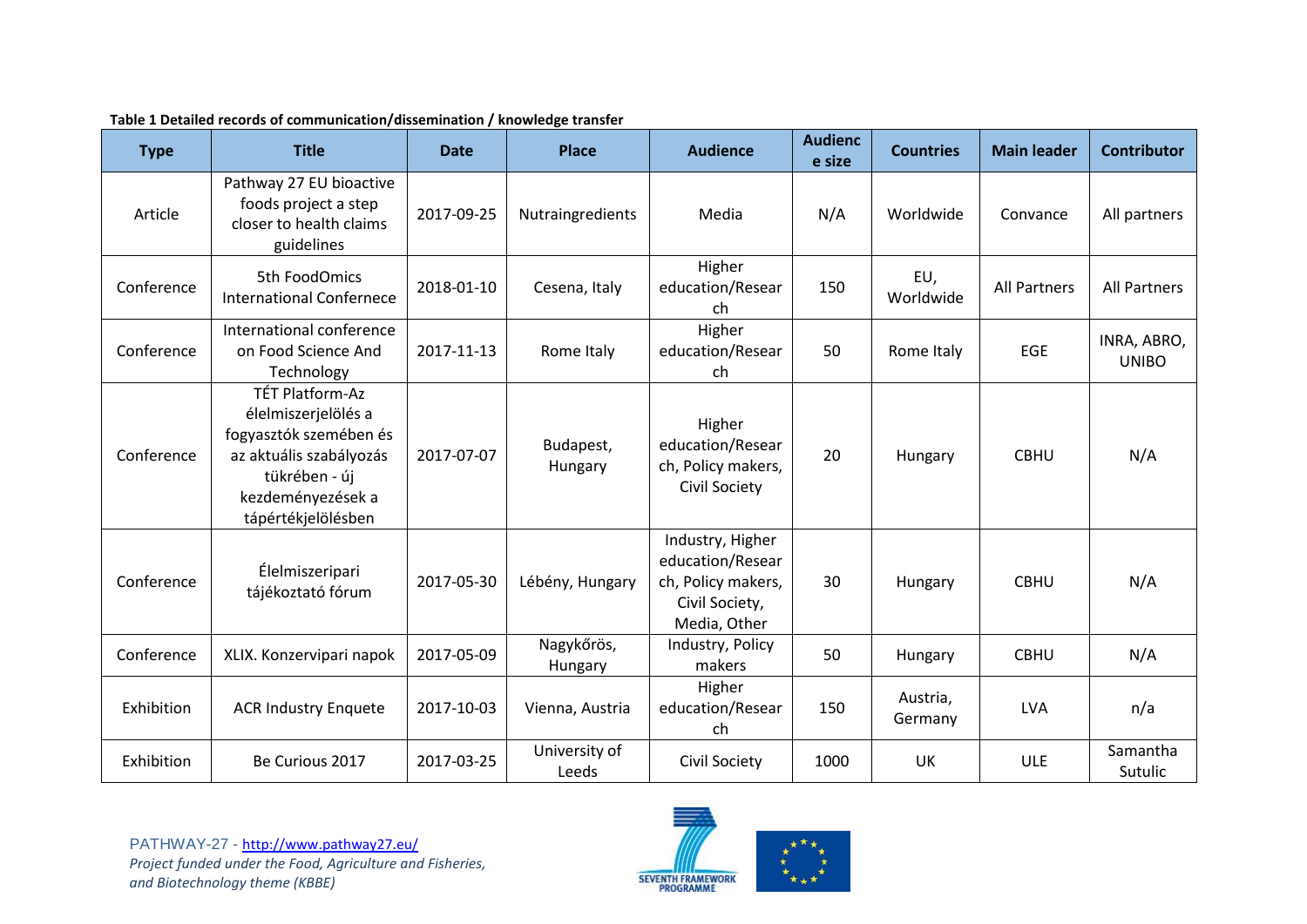**Table 1 Detailed records of communication/dissemination / knowledge transfer**

| Type | Title | Date | Place | Audience | Audience size | Countries | Main leader | Contributor |
|---|---|---|---|---|---|---|---|---|
| Article | Pathway 27 EU bioactive foods project a step closer to health claims guidelines | 2017-09-25 | Nutraingredients | Media | N/A | Worldwide | Convance | All partners |
| Conference | 5th FoodOmics International Confernece | 2018-01-10 | Cesena, Italy | Higher education/Research | 150 | EU, Worldwide | All Partners | All Partners |
| Conference | International conference on Food Science And Technology | 2017-11-13 | Rome Italy | Higher education/Research | 50 | Rome Italy | EGE | INRA, ABRO, UNIBO |
| Conference | TÉT Platform-Az élelmiszerjelölés a fogyasztók szemében és az aktuális szabályozás tükrében - új kezdeményezések a tápértékjelölésben | 2017-07-07 | Budapest, Hungary | Higher education/Research, Policy makers, Civil Society | 20 | Hungary | CBHU | N/A |
| Conference | Élelmiszeripari tájékoztató fórum | 2017-05-30 | Lébény, Hungary | Industry, Higher education/Research, Policy makers, Civil Society, Media, Other | 30 | Hungary | CBHU | N/A |
| Conference | XLIX. Konzervipari napok | 2017-05-09 | Nagykőrös, Hungary | Industry, Policy makers | 50 | Hungary | CBHU | N/A |
| Exhibition | ACR Industry Enquete | 2017-10-03 | Vienna, Austria | Higher education/Research | 150 | Austria, Germany | LVA | n/a |
| Exhibition | Be Curious 2017 | 2017-03-25 | University of Leeds | Civil Society | 1000 | UK | ULE | Samantha Sutulic |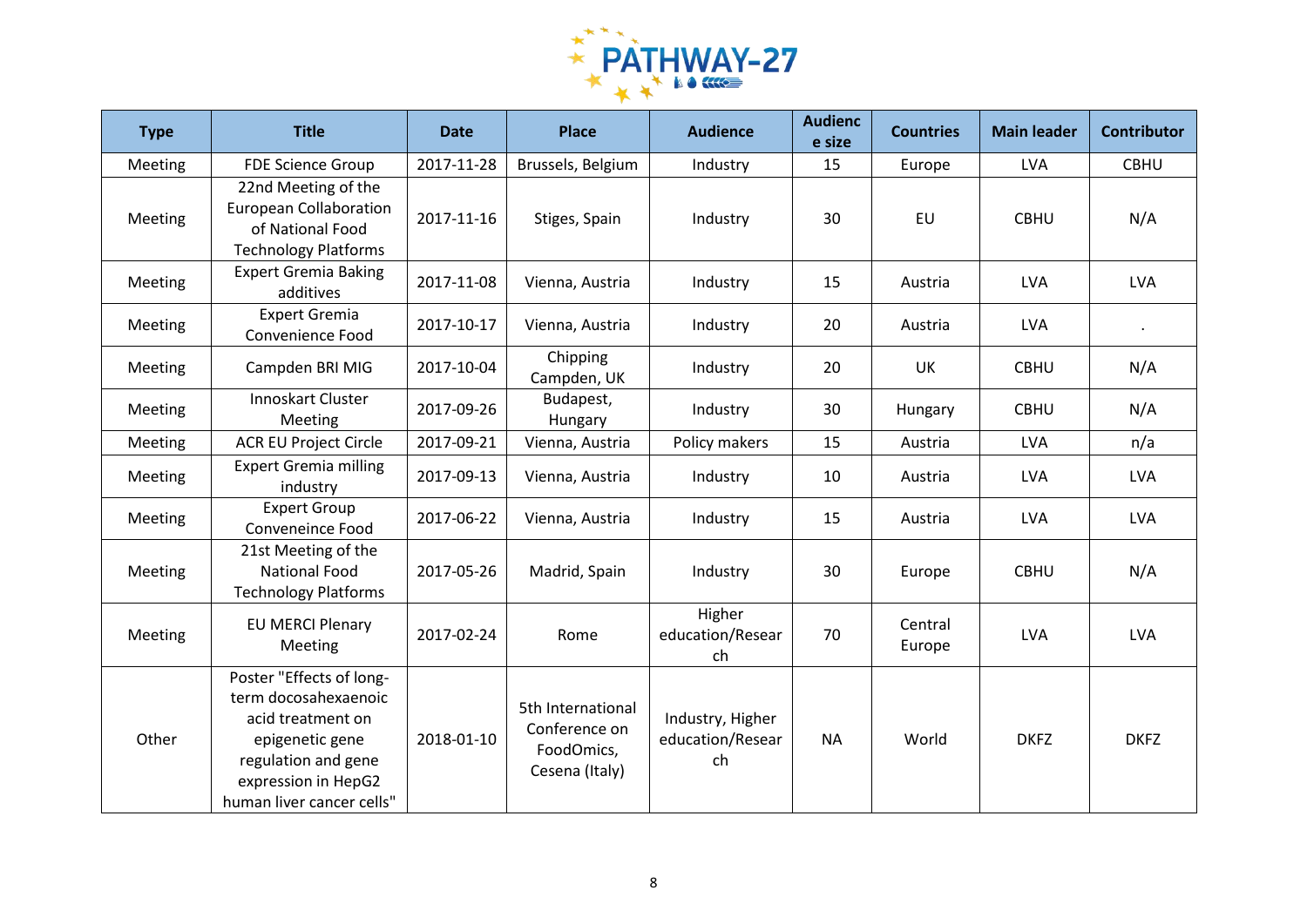| Type | Title | Date | Place | Audience | Audience size | Countries | Main leader | Contributor |
|---|---|---|---|---|---|---|---|---|
| Meeting | FDE Science Group | 2017-11-28 | Brussels, Belgium | Industry | 15 | Europe | LVA | CBHU |
| Meeting | 22nd Meeting of the European Collaboration of National Food Technology Platforms | 2017-11-16 | Stiges, Spain | Industry | 30 | EU | CBHU | N/A |
| Meeting | Expert Gremia Baking additives | 2017-11-08 | Vienna, Austria | Industry | 15 | Austria | LVA | LVA |
| Meeting | Expert Gremia Convenience Food | 2017-10-17 | Vienna, Austria | Industry | 20 | Austria | LVA | . |
| Meeting | Campden BRI MIG | 2017-10-04 | Chipping Campden, UK | Industry | 20 | UK | CBHU | N/A |
| Meeting | Innoskart Cluster Meeting | 2017-09-26 | Budapest, Hungary | Industry | 30 | Hungary | CBHU | N/A |
| Meeting | ACR EU Project Circle | 2017-09-21 | Vienna, Austria | Policy makers | 15 | Austria | LVA | n/a |
| Meeting | Expert Gremia milling industry | 2017-09-13 | Vienna, Austria | Industry | 10 | Austria | LVA | LVA |
| Meeting | Expert Group Conveneince Food | 2017-06-22 | Vienna, Austria | Industry | 15 | Austria | LVA | LVA |
| Meeting | 21st Meeting of the National Food Technology Platforms | 2017-05-26 | Madrid, Spain | Industry | 30 | Europe | CBHU | N/A |
| Meeting | EU MERCI Plenary Meeting | 2017-02-24 | Rome | Higher education/Research | 70 | Central Europe | LVA | LVA |
| Other | Poster "Effects of long-term docosahexaenoic acid treatment on epigenetic gene regulation and gene expression in HepG2 human liver cancer cells" | 2018-01-10 | 5th International Conference on FoodOmics, Cesena (Italy) | Industry, Higher education/Research | NA | World | DKFZ | DKFZ |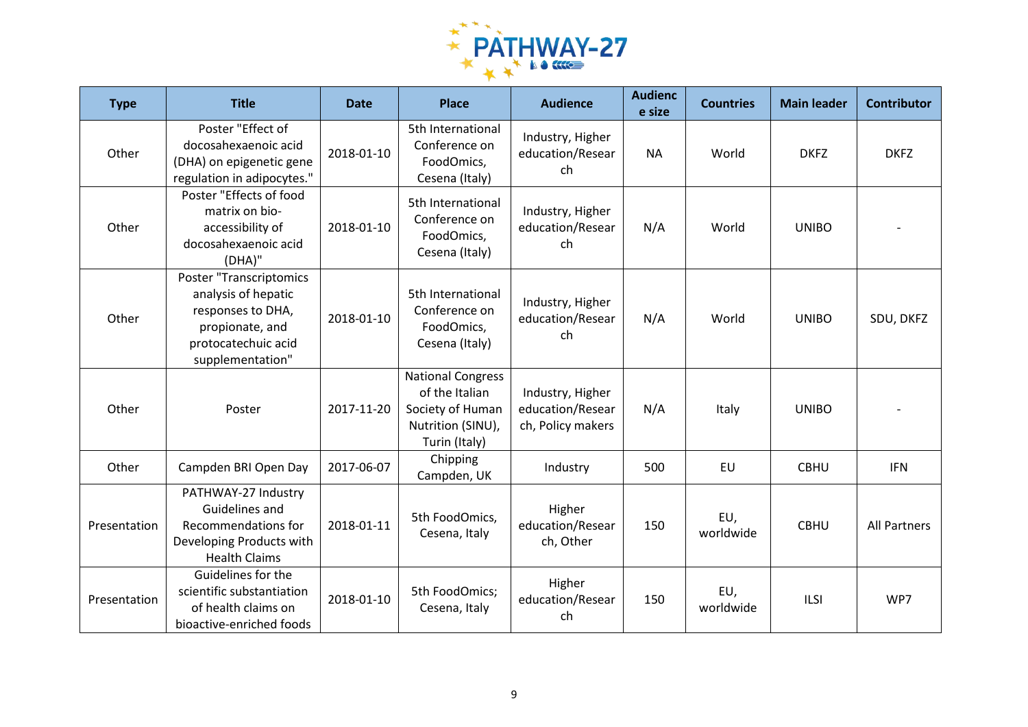| Type | Title | Date | Place | Audience | Audience size | Countries | Main leader | Contributor |
|---|---|---|---|---|---|---|---|---|
| Other | Poster "Effect of docosahexaenoic acid (DHA) on epigenetic gene regulation in adipocytes." | 2018-01-10 | 5th International Conference on FoodOmics, Cesena (Italy) | Industry, Higher education/Research | NA | World | DKFZ | DKFZ |
| Other | Poster "Effects of food matrix on bio-accessibility of docosahexaenoic acid (DHA)" | 2018-01-10 | 5th International Conference on FoodOmics, Cesena (Italy) | Industry, Higher education/Research | N/A | World | UNIBO | - |
| Other | Poster "Transcriptomics analysis of hepatic responses to DHA, propionate, and protocatechuic acid supplementation" | 2018-01-10 | 5th International Conference on FoodOmics, Cesena (Italy) | Industry, Higher education/Research | N/A | World | UNIBO | SDU, DKFZ |
| Other | Poster | 2017-11-20 | National Congress of the Italian Society of Human Nutrition (SINU), Turin (Italy) | Industry, Higher education/Research, Policy makers | N/A | Italy | UNIBO | - |
| Other | Campden BRI Open Day | 2017-06-07 | Chipping Campden, UK | Industry | 500 | EU | CBHU | IFN |
| Presentation | PATHWAY-27 Industry Guidelines and Recommendations for Developing Products with Health Claims | 2018-01-11 | 5th FoodOmics, Cesena, Italy | Higher education/Research, Other | 150 | EU, worldwide | CBHU | All Partners |
| Presentation | Guidelines for the scientific substantiation of health claims on bioactive-enriched foods | 2018-01-10 | 5th FoodOmics; Cesena, Italy | Higher education/Research | 150 | EU, worldwide | ILSI | WP7 |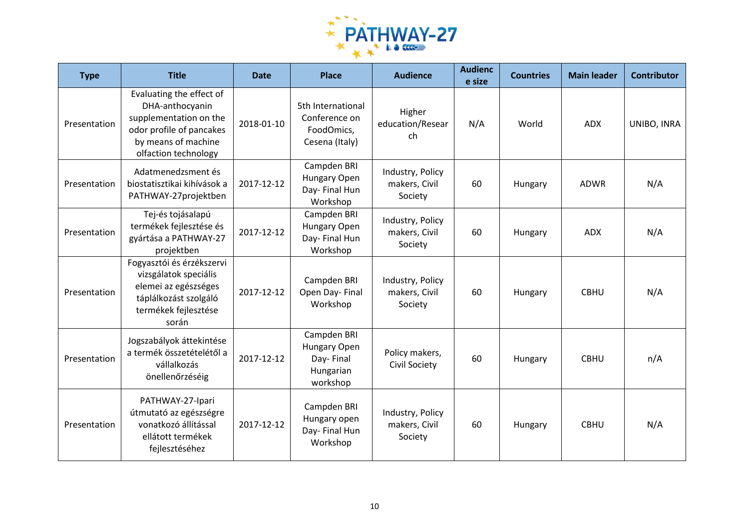| Type | Title | Date | Place | Audience | Audience size | Countries | Main leader | Contributor |
|---|---|---|---|---|---|---|---|---|
| Presentation | Evaluating the effect of DHA-anthocyanin supplementation on the odor profile of pancakes by means of machine olfaction technology | 2018-01-10 | 5th International Conference on FoodOmics, Cesena (Italy) | Higher education/Research | N/A | World | ADX | UNIBO, INRA |
| Presentation | Adatmenedzsment és biostatisztikai kihívások a PATHWAY-27projektben | 2017-12-12 | Campden BRI Hungary Open Day- Final Hun Workshop | Industry, Policy makers, Civil Society | 60 | Hungary | ADWR | N/A |
| Presentation | Tej-és tojásalapú termékek fejlesztése és gyártása a PATHWAY-27 projektben | 2017-12-12 | Campden BRI Hungary Open Day- Final Hun Workshop | Industry, Policy makers, Civil Society | 60 | Hungary | ADX | N/A |
| Presentation | Fogyasztói és érzékszervi vizsgálatok speciális elemei az egészséges táplálkozást szolgáló termékek fejlesztése során | 2017-12-12 | Campden BRI Open Day- Final Workshop | Industry, Policy makers, Civil Society | 60 | Hungary | CBHU | N/A |
| Presentation | Jogszabályok áttekintése a termék összetételétől a vállalkozás önellenőrzéséig | 2017-12-12 | Campden BRI Hungary Open Day- Final Hungarian workshop | Policy makers, Civil Society | 60 | Hungary | CBHU | n/A |
| Presentation | PATHWAY-27-Ipari útmutató az egészségre vonatkozó állítással ellátott termékek fejlesztéséhez | 2017-12-12 | Campden BRI Hungary open Day- Final Hun Workshop | Industry, Policy makers, Civil Society | 60 | Hungary | CBHU | N/A |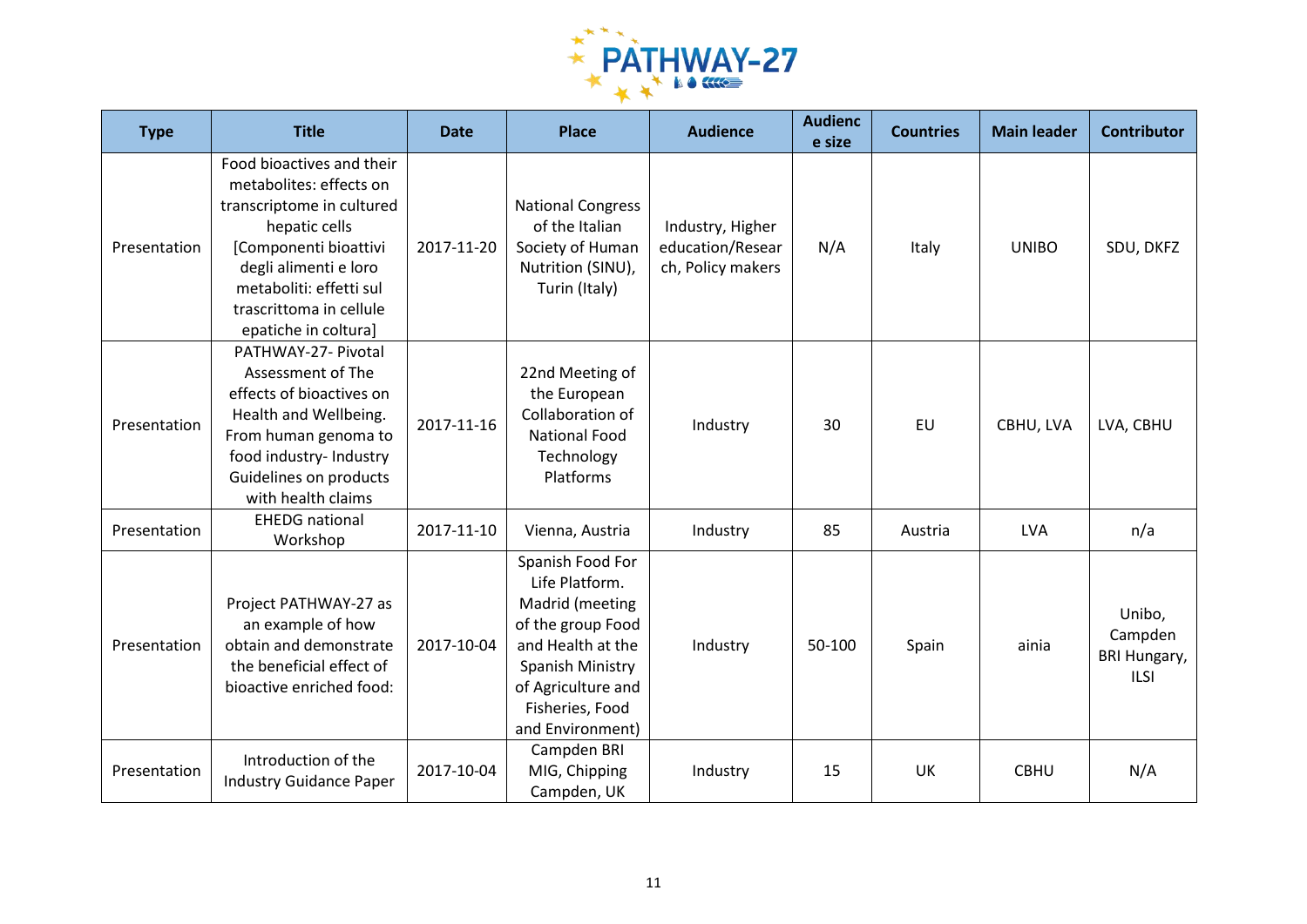| Type | Title | Date | Place | Audience | Audience size | Countries | Main leader | Contributor |
|---|---|---|---|---|---|---|---|---|
| Presentation | Food bioactives and their metabolites: effects on transcriptome in cultured hepatic cells [Componenti bioattivi degli alimenti e loro metaboliti: effetti sul trascrittoma in cellule epatiche in coltura] | 2017-11-20 | National Congress of the Italian Society of Human Nutrition (SINU), Turin (Italy) | Industry, Higher education/Research, Policy makers | N/A | Italy | UNIBO | SDU, DKFZ |
| Presentation | PATHWAY-27- Pivotal Assessment of The effects of bioactives on Health and Wellbeing. From human genoma to food industry- Industry Guidelines on products with health claims | 2017-11-16 | 22nd Meeting of the European Collaboration of National Food Technology Platforms | Industry | 30 | EU | CBHU, LVA | LVA, CBHU |
| Presentation | EHEDG national Workshop | 2017-11-10 | Vienna, Austria | Industry | 85 | Austria | LVA | n/a |
| Presentation | Project PATHWAY-27 as an example of how obtain and demonstrate the beneficial effect of bioactive enriched food: | 2017-10-04 | Spanish Food For Life Platform. Madrid (meeting of the group Food and Health at the Spanish Ministry of Agriculture and Fisheries, Food and Environment) | Industry | 50-100 | Spain | ainia | Unibo, Campden BRI Hungary, ILSI |
| Presentation | Introduction of the Industry Guidance Paper | 2017-10-04 | Campden BRI MIG, Chipping Campden, UK | Industry | 15 | UK | CBHU | N/A |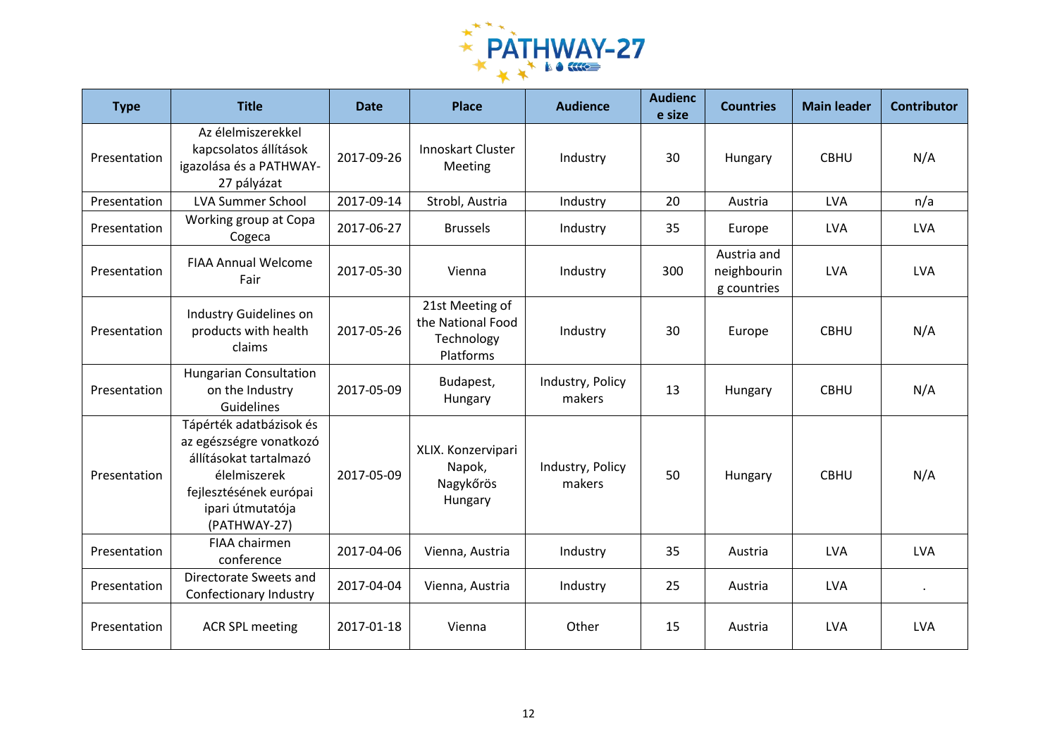| Type | Title | Date | Place | Audience | Audience size | Countries | Main leader | Contributor |
|---|---|---|---|---|---|---|---|---|
| Presentation | Az élelmiszerekkel kapcsolatos állítások igazolása és a PATHWAY-27 pályázat | 2017-09-26 | Innoskart Cluster Meeting | Industry | 30 | Hungary | CBHU | N/A |
| Presentation | LVA Summer School | 2017-09-14 | Strobl, Austria | Industry | 20 | Austria | LVA | n/a |
| Presentation | Working group at Copa Cogeca | 2017-06-27 | Brussels | Industry | 35 | Europe | LVA | LVA |
| Presentation | FIAA Annual Welcome Fair | 2017-05-30 | Vienna | Industry | 300 | Austria and neighbouring countries | LVA | LVA |
| Presentation | Industry Guidelines on products with health claims | 2017-05-26 | 21st Meeting of the National Food Technology Platforms | Industry | 30 | Europe | CBHU | N/A |
| Presentation | Hungarian Consultation on the Industry Guidelines | 2017-05-09 | Budapest, Hungary | Industry, Policy makers | 13 | Hungary | CBHU | N/A |
| Presentation | Tápérték adatbázisok és az egészségre vonatkozó állításokat tartalmazó élelmiszerek fejlesztésének európai ipari útmutatója (PATHWAY-27) | 2017-05-09 | XLIX. Konzervipari Napok, Nagykőrös Hungary | Industry, Policy makers | 50 | Hungary | CBHU | N/A |
| Presentation | FIAA chairmen conference | 2017-04-06 | Vienna, Austria | Industry | 35 | Austria | LVA | LVA |
| Presentation | Directorate Sweets and Confectionary Industry | 2017-04-04 | Vienna, Austria | Industry | 25 | Austria | LVA | . |
| Presentation | ACR SPL meeting | 2017-01-18 | Vienna | Other | 15 | Austria | LVA | LVA |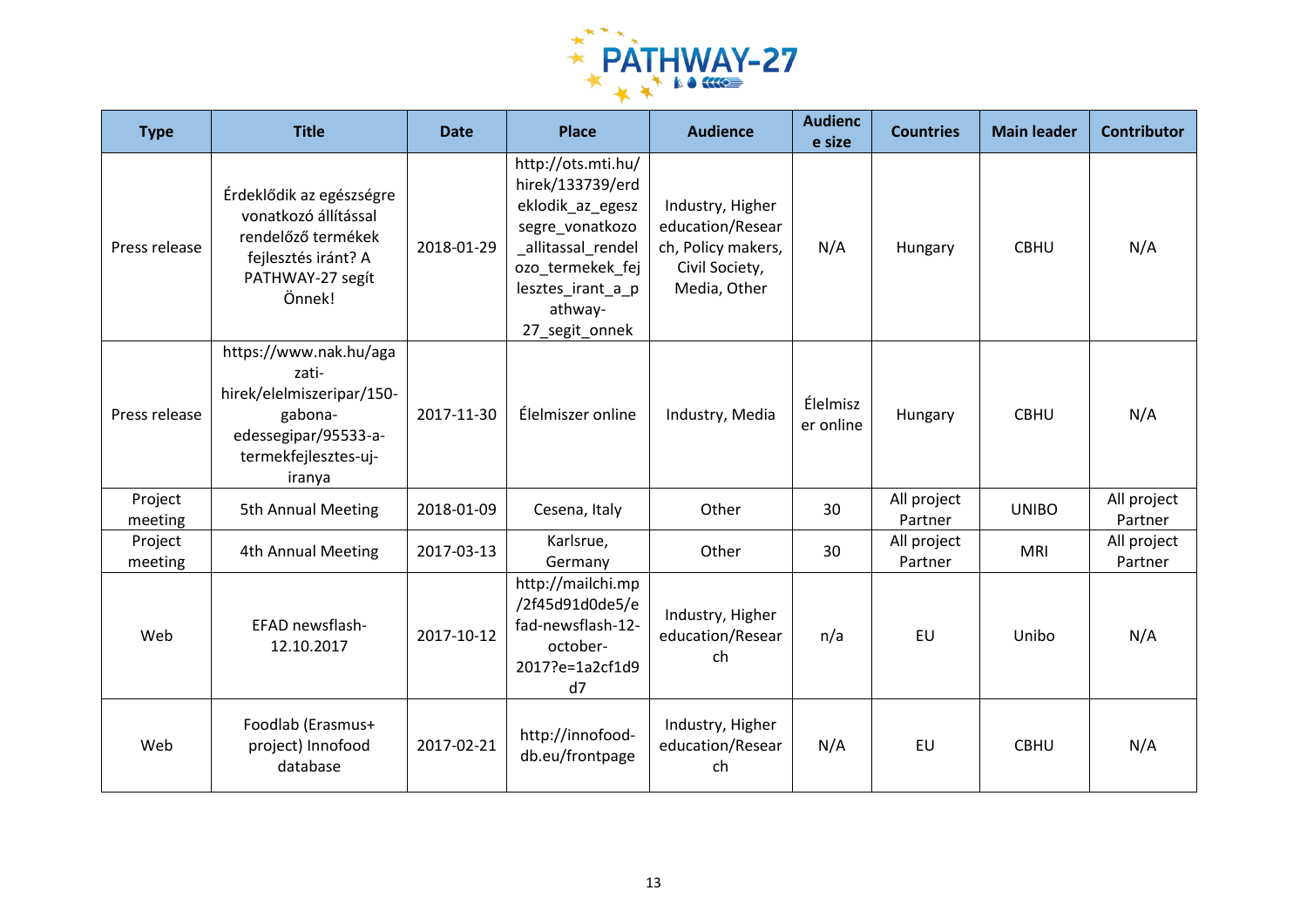| Type | Title | Date | Place | Audience | Audience size | Countries | Main leader | Contributor |
|---|---|---|---|---|---|---|---|---|
| Press release | Érdeklődik az egészségre vonatkozó állítással rendelőző termékek fejlesztés iránt? A PATHWAY-27 segít Önnek! | 2018-01-29 | http://ots.mti.hu/hirek/133739/erdeklodik_az_egeszsegre_vonatkozo_allitassal_rendelozo_termekek_fejlesztes_irant_a_pathway-27_segit_onnek | Industry, Higher education/Research, Policy makers, Civil Society, Media, Other | N/A | Hungary | CBHU | N/A |
| Press release | https://www.nak.hu/agazati-hirek/elelmiszeripar/150-gabona-edessegipar/95533-a-termekfejlesztes-uj-iranya | 2017-11-30 | Élelmiszer online | Industry, Media | Élelmiszer online | Hungary | CBHU | N/A |
| Project meeting | 5th Annual Meeting | 2018-01-09 | Cesena, Italy | Other | 30 | All project Partner | UNIBO | All project Partner |
| Project meeting | 4th Annual Meeting | 2017-03-13 | Karlsrue, Germany | Other | 30 | All project Partner | MRI | All project Partner |
| Web | EFAD newsflash-12.10.2017 | 2017-10-12 | http://mailchi.mp/2f45d91d0de5/efad-newsflash-12-october-2017?e=1a2cf1d9d7 | Industry, Higher education/Research | n/a | EU | Unibo | N/A |
| Web | Foodlab (Erasmus+ project) Innofood database | 2017-02-21 | http://innofood-db.eu/frontpage | Industry, Higher education/Research | N/A | EU | CBHU | N/A |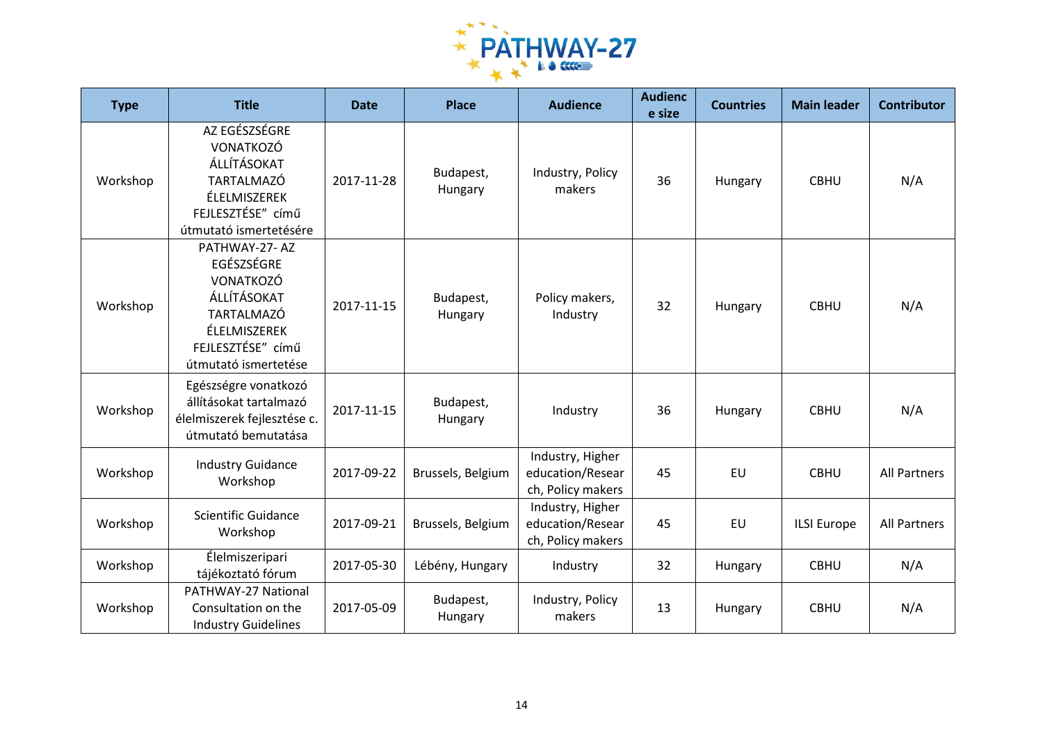| Type | Title | Date | Place | Audience | Audience size | Countries | Main leader | Contributor |
|---|---|---|---|---|---|---|---|---|
| Workshop | AZ EGÉSZSÉGRE VONATKOZÓ ÁLLÍTÁSOKAT TARTALMAZÓ ÉLELMISZEREK FEJLESZTÉSE” című útmutató ismertetésére | 2017-11-28 | Budapest, Hungary | Industry, Policy makers | 36 | Hungary | CBHU | N/A |
| Workshop | PATHWAY-27- AZ EGÉSZSÉGRE VONATKOZÓ ÁLLÍTÁSOKAT TARTALMAZÓ ÉLELMISZEREK FEJLESZTÉSE” című útmutató ismertetése | 2017-11-15 | Budapest, Hungary | Policy makers, Industry | 32 | Hungary | CBHU | N/A |
| Workshop | Egészségre vonatkozó állításokat tartalmazó élelmiszerek fejlesztése c. útmutató bemutatása | 2017-11-15 | Budapest, Hungary | Industry | 36 | Hungary | CBHU | N/A |
| Workshop | Industry Guidance Workshop | 2017-09-22 | Brussels, Belgium | Industry, Higher education/Research, Policy makers | 45 | EU | CBHU | All Partners |
| Workshop | Scientific Guidance Workshop | 2017-09-21 | Brussels, Belgium | Industry, Higher education/Research, Policy makers | 45 | EU | ILSI Europe | All Partners |
| Workshop | Élelmiszeripari tájékoztató fórum | 2017-05-30 | Lébény, Hungary | Industry | 32 | Hungary | CBHU | N/A |
| Workshop | PATHWAY-27 National Consultation on the Industry Guidelines | 2017-05-09 | Budapest, Hungary | Industry, Policy makers | 13 | Hungary | CBHU | N/A |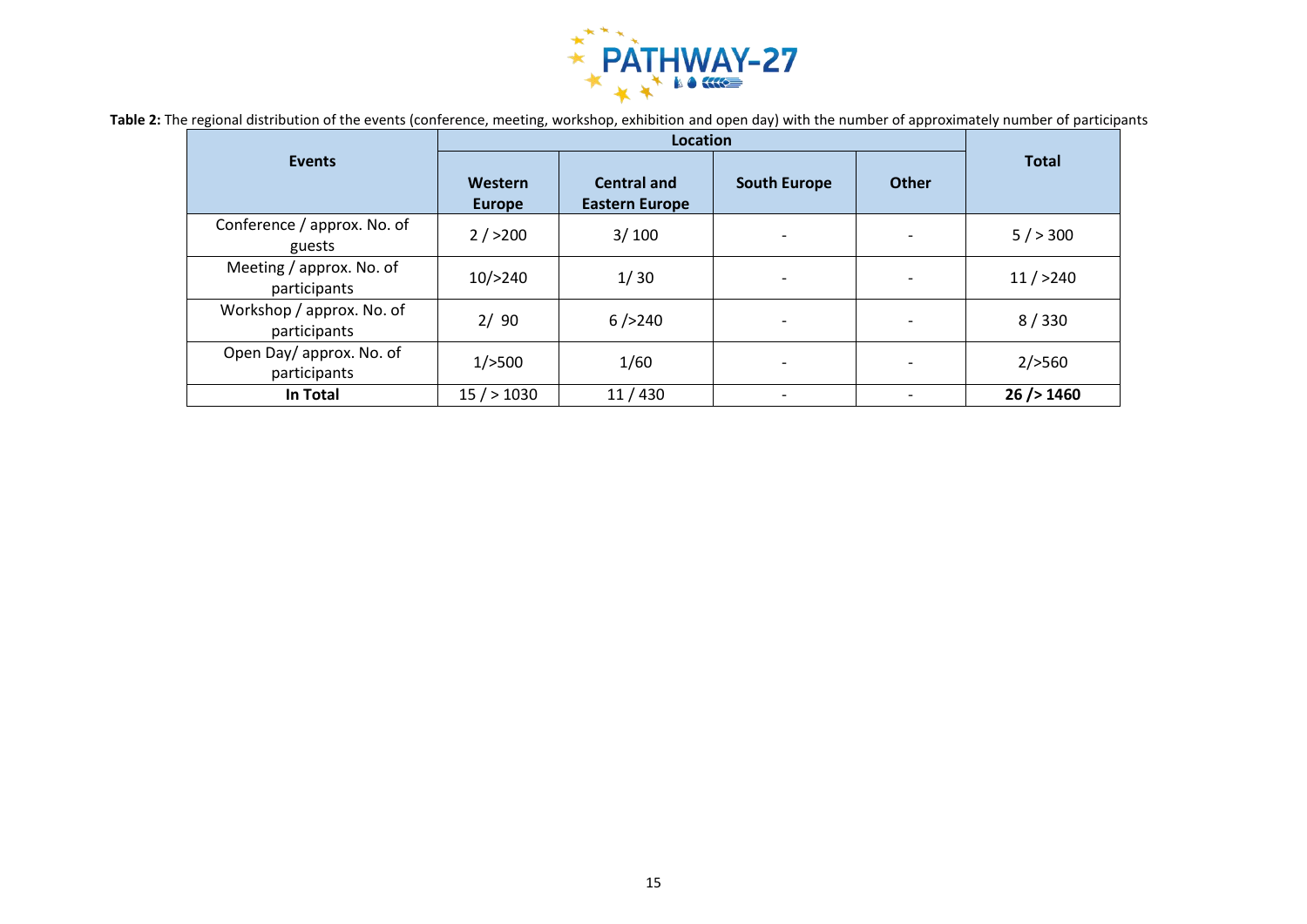**Table 2:** The regional distribution of the events (conference, meeting, workshop, exhibition and open day) with the number of approximately number of participants

| Events | Location | | | | Total |
|---|---|---|---|---|---|
| | Western Europe | Central and Eastern Europe | South Europe | Other | |
| Conference / approx. No. of guests | 2 / >200 | 3/ 100 | - | - | 5 / > 300 |
| Meeting / approx. No. of participants | 10/>240 | 1/ 30 | - | - | 11 / >240 |
| Workshop / approx. No. of participants | 2/ 90 | 6 />240 | - | - | 8 / 330 |
| Open Day/ approx. No. of participants | 1/>500 | 1/60 | - | - | 2/>560 |
| **In Total** | 15 / > 1030 | 11 / 430 | - | - | **26 /> 1460** |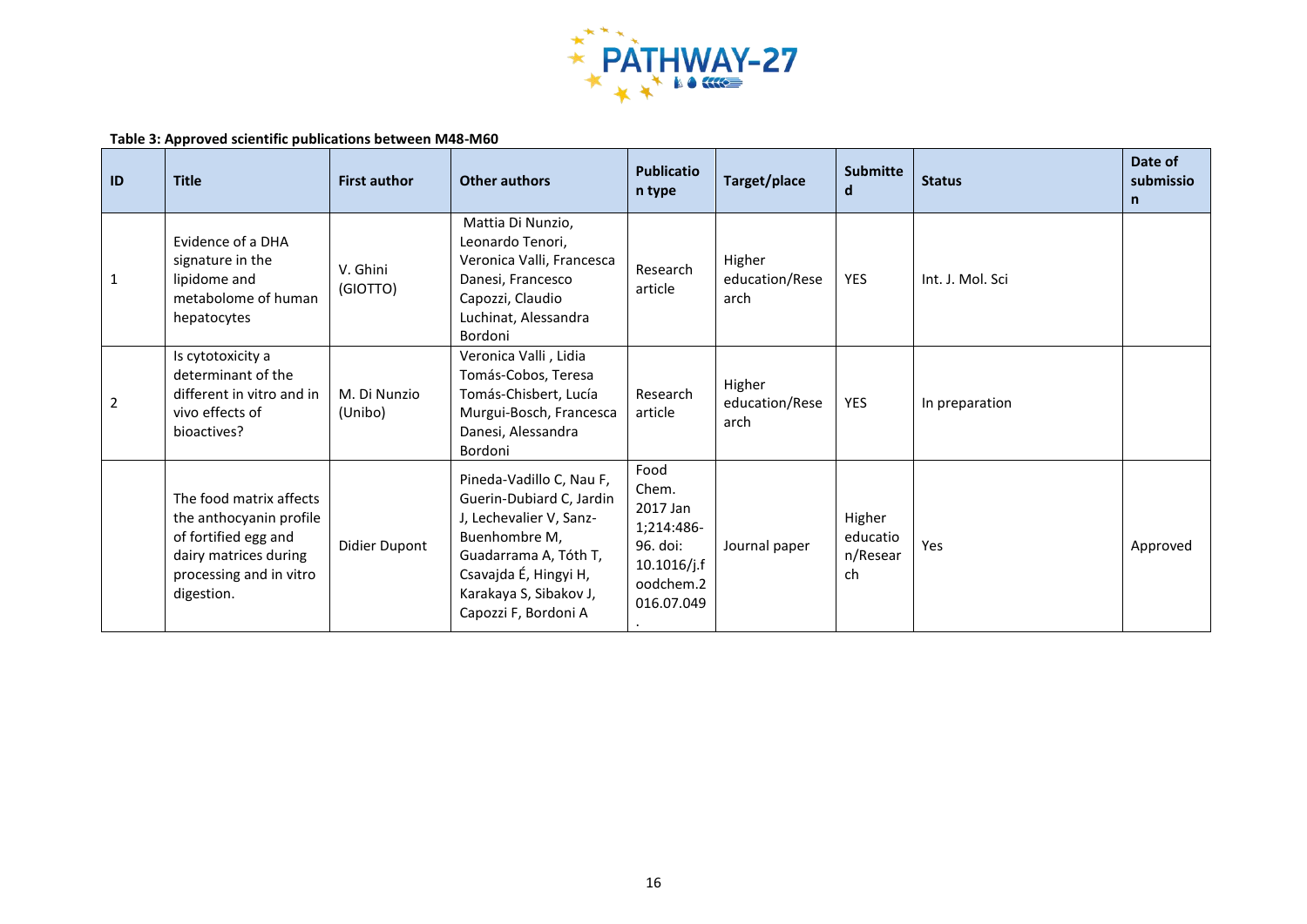**Table 3: Approved scientific publications between M48-M60**

| ID | Title | First author | Other authors | Publication type | Target/place | Submitted | Status | Date of submission |
|---|---|---|---|---|---|---|---|---|
| 1 | Evidence of a DHA signature in the lipidome and metabolome of human hepatocytes | V. Ghini (GIOTTO) | Mattia Di Nunzio, Leonardo Tenori, Veronica Valli, Francesca Danesi, Francesco Capozzi, Claudio Luchinat, Alessandra Bordoni | Research article | Higher education/Research | YES | Int. J. Mol. Sci | |
| 2 | Is cytotoxicity a determinant of the different in vitro and in vivo effects of bioactives? | M. Di Nunzio (Unibo) | Veronica Valli , Lidia Tomás-Cobos, Teresa Tomás-Chisbert, Lucía Murgui-Bosch, Francesca Danesi, Alessandra Bordoni | Research article | Higher education/Research | YES | In preparation | |
| | The food matrix affects the anthocyanin profile of fortified egg and dairy matrices during processing and in vitro digestion. | Didier Dupont | Pineda-Vadillo C, Nau F, Guerin-Dubiard C, Jardin J, Lechevalier V, Sanz-Buenhombre M, Guadarrama A, Tóth T, Csavajda É, Hingyi H, Karakaya S, Sibakov J, Capozzi F, Bordoni A | Food Chem. 2017 Jan 1;214:486-96. doi: 10.1016/j.foodchem.2016.07.049. | Journal paper | Higher education/Research | Yes | Approved |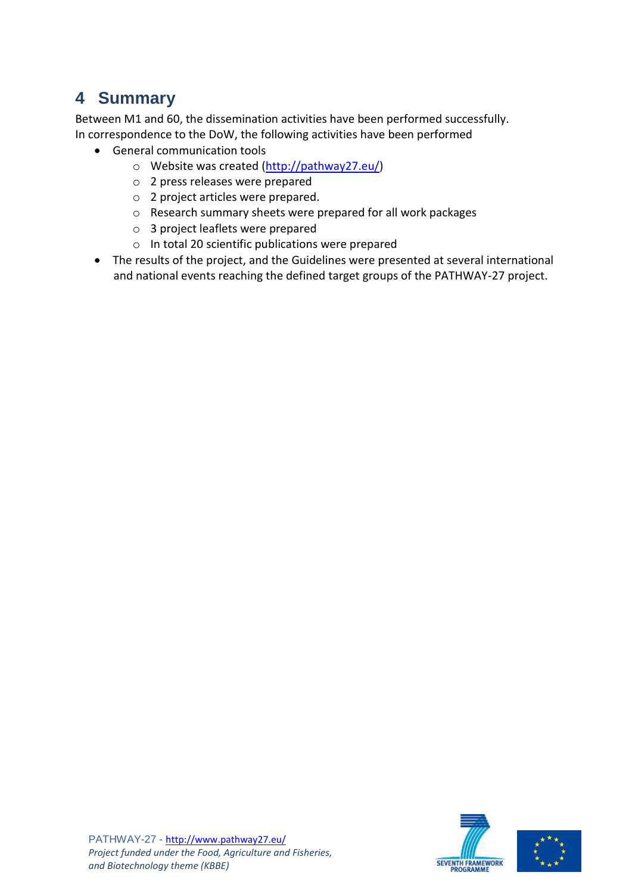# 4 Summary

Between M1 and 60, the dissemination activities have been performed successfully.
In correspondence to the DoW, the following activities have been performed

- General communication tools
  - Website was created (http://pathway27.eu/)
  - 2 press releases were prepared
  - 2 project articles were prepared.
  - Research summary sheets were prepared for all work packages
  - 3 project leaflets were prepared
  - In total 20 scientific publications were prepared
- The results of the project, and the Guidelines were presented at several international and national events reaching the defined target groups of the PATHWAY-27 project.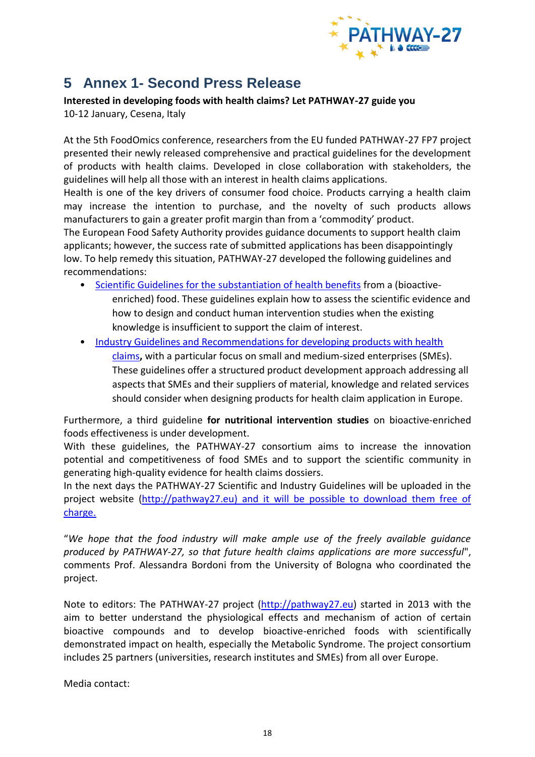# 5 Annex 1- Second Press Release

**Interested in developing foods with health claims? Let PATHWAY-27 guide you**

10-12 January, Cesena, Italy

At the 5th FoodOmics conference, researchers from the EU funded PATHWAY-27 FP7 project presented their newly released comprehensive and practical guidelines for the development of products with health claims. Developed in close collaboration with stakeholders, the guidelines will help all those with an interest in health claims applications.

Health is one of the key drivers of consumer food choice. Products carrying a health claim may increase the intention to purchase, and the novelty of such products allows manufacturers to gain a greater profit margin than from a 'commodity' product.

The European Food Safety Authority provides guidance documents to support health claim applicants; however, the success rate of submitted applications has been disappointingly low. To help remedy this situation, PATHWAY-27 developed the following guidelines and recommendations:

- Scientific Guidelines for the substantiation of health benefits from a (bioactive-enriched) food. These guidelines explain how to assess the scientific evidence and how to design and conduct human intervention studies when the existing knowledge is insufficient to support the claim of interest.
- Industry Guidelines and Recommendations for developing products with health claims**,** with a particular focus on small and medium-sized enterprises (SMEs). These guidelines offer a structured product development approach addressing all aspects that SMEs and their suppliers of material, knowledge and related services should consider when designing products for health claim application in Europe.

Furthermore, a third guideline **for nutritional intervention studies** on bioactive-enriched foods effectiveness is under development.

With these guidelines, the PATHWAY-27 consortium aims to increase the innovation potential and competitiveness of food SMEs and to support the scientific community in generating high-quality evidence for health claims dossiers.

In the next days the PATHWAY-27 Scientific and Industry Guidelines will be uploaded in the project website (http://pathway27.eu) and it will be possible to download them free of charge.

"*We hope that the food industry will make ample use of the freely available guidance produced by PATHWAY-27, so that future health claims applications are more successful*", comments Prof. Alessandra Bordoni from the University of Bologna who coordinated the project.

Note to editors: The PATHWAY-27 project (http://pathway27.eu) started in 2013 with the aim to better understand the physiological effects and mechanism of action of certain bioactive compounds and to develop bioactive-enriched foods with scientifically demonstrated impact on health, especially the Metabolic Syndrome. The project consortium includes 25 partners (universities, research institutes and SMEs) from all over Europe.

Media contact: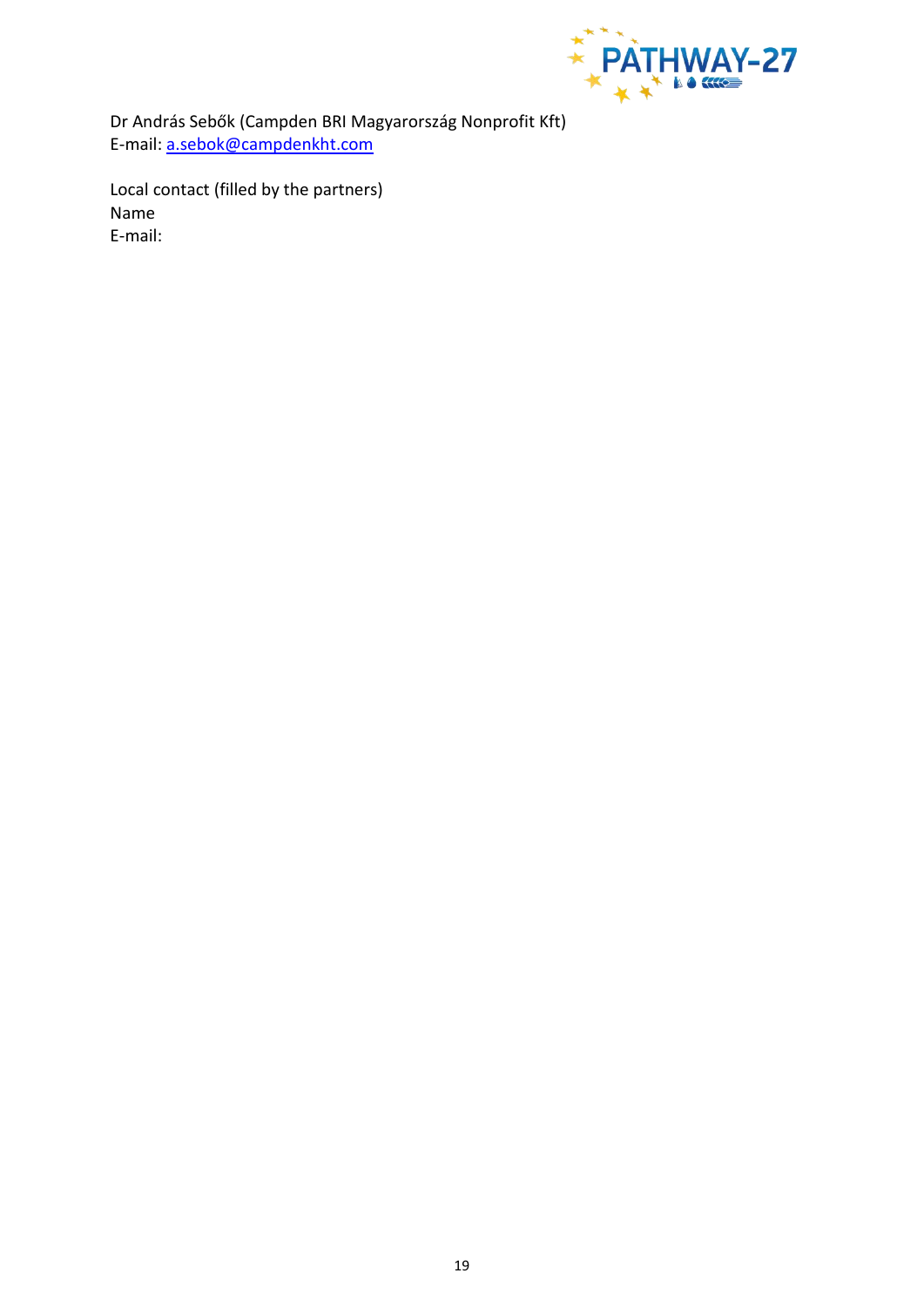Dr András Sebők (Campden BRI Magyarország Nonprofit Kft)
E-mail: [a.sebok@campdenkht.com](mailto:a.sebok@campdenkht.com)

Local contact (filled by the partners)
Name
E-mail: